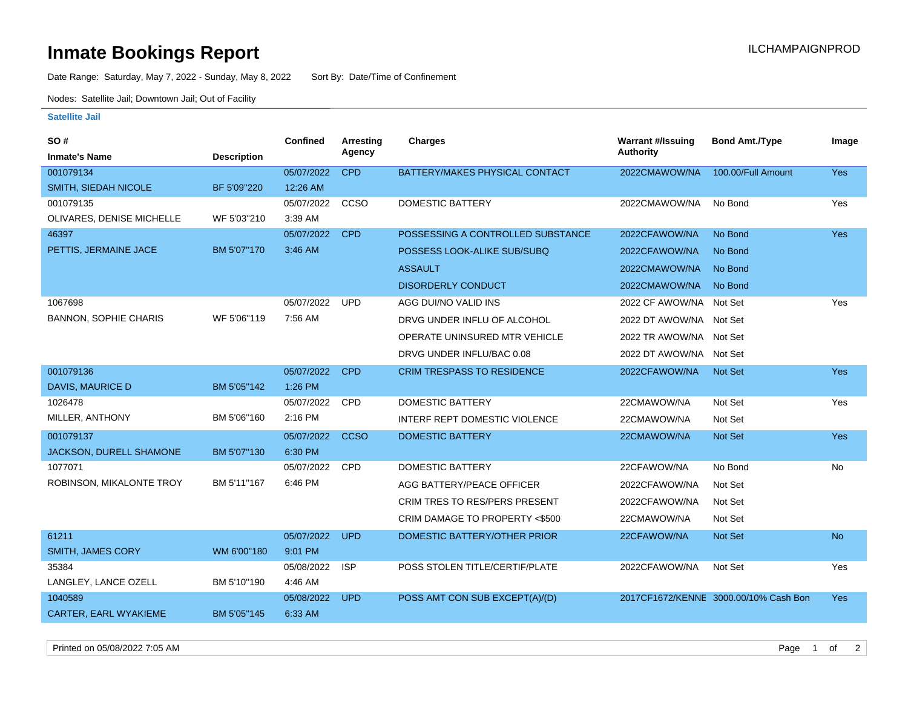# Inmate Bookings Report

ILCHAMPAIGNPROD

Date Range: Saturday, May 7, 2022 - Sunday, May 8, 2022 Sort By: Date/Time of Confinement

Nodes: Satellite Jail; Downtown Jail; Out of Facility

### Satellite Jail

| SO # / Inmate's Name | Description | Confined | Arresting Agency | Charges | Warrant #/Issuing Authority | Bond Amt./Type | Image |
|---|---|---|---|---|---|---|---|
| 001079134 SMITH, SIEDAH NICOLE | BF 5'09"220 | 05/07/2022 12:26 AM | CPD | BATTERY/MAKES PHYSICAL CONTACT | 2022CMAWOW/NA | 100.00/Full Amount | Yes |
| 001079135 OLIVARES, DENISE MICHELLE | WF 5'03"210 | 05/07/2022 3:39 AM | CCSO | DOMESTIC BATTERY | 2022CMAWOW/NA | No Bond | Yes |
| 46397 PETTIS, JERMAINE JACE | BM 5'07"170 | 05/07/2022 3:46 AM | CPD | POSSESSING A CONTROLLED SUBSTANCE | 2022CFAWOW/NA | No Bond | Yes |
| | | | | POSSESS LOOK-ALIKE SUB/SUBQ | 2022CFAWOW/NA | No Bond | |
| | | | | ASSAULT | 2022CMAWOW/NA | No Bond | |
| | | | | DISORDERLY CONDUCT | 2022CMAWOW/NA | No Bond | |
| 1067698 BANNON, SOPHIE CHARIS | WF 5'06"119 | 05/07/2022 7:56 AM | UPD | AGG DUI/NO VALID INS | 2022 CF AWOW/NA | Not Set | Yes |
| | | | | DRVG UNDER INFLU OF ALCOHOL | 2022 DT AWOW/NA | Not Set | |
| | | | | OPERATE UNINSURED MTR VEHICLE | 2022 TR AWOW/NA | Not Set | |
| | | | | DRVG UNDER INFLU/BAC 0.08 | 2022 DT AWOW/NA | Not Set | |
| 001079136 DAVIS, MAURICE D | BM 5'05"142 | 05/07/2022 1:26 PM | CPD | CRIM TRESPASS TO RESIDENCE | 2022CFAWOW/NA | Not Set | Yes |
| 1026478 MILLER, ANTHONY | BM 5'06"160 | 05/07/2022 2:16 PM | CPD | DOMESTIC BATTERY | 22CMAWOW/NA | Not Set | Yes |
| | | | | INTERF REPT DOMESTIC VIOLENCE | 22CMAWOW/NA | Not Set | |
| 001079137 JACKSON, DURELL SHAMONE | BM 5'07"130 | 05/07/2022 6:30 PM | CCSO | DOMESTIC BATTERY | 22CMAWOW/NA | Not Set | Yes |
| 1077071 ROBINSON, MIKALONTE TROY | BM 5'11"167 | 05/07/2022 6:46 PM | CPD | DOMESTIC BATTERY | 22CFAWOW/NA | No Bond | No |
| | | | | AGG BATTERY/PEACE OFFICER | 2022CFAWOW/NA | Not Set | |
| | | | | CRIM TRES TO RES/PERS PRESENT | 2022CFAWOW/NA | Not Set | |
| | | | | CRIM DAMAGE TO PROPERTY <$500 | 22CMAWOW/NA | Not Set | |
| 61211 SMITH, JAMES CORY | WM 6'00"180 | 05/07/2022 9:01 PM | UPD | DOMESTIC BATTERY/OTHER PRIOR | 22CFAWOW/NA | Not Set | No |
| 35384 LANGLEY, LANCE OZELL | BM 5'10"190 | 05/08/2022 4:46 AM | ISP | POSS STOLEN TITLE/CERTIF/PLATE | 2022CFAWOW/NA | Not Set | Yes |
| 1040589 CARTER, EARL WYAKIEME | BM 5'05"145 | 05/08/2022 6:33 AM | UPD | POSS AMT CON SUB EXCEPT(A)/(D) | 2017CF1672/KENNE | 3000.00/10% Cash Bon | Yes |

Printed on 05/08/2022 7:05 AM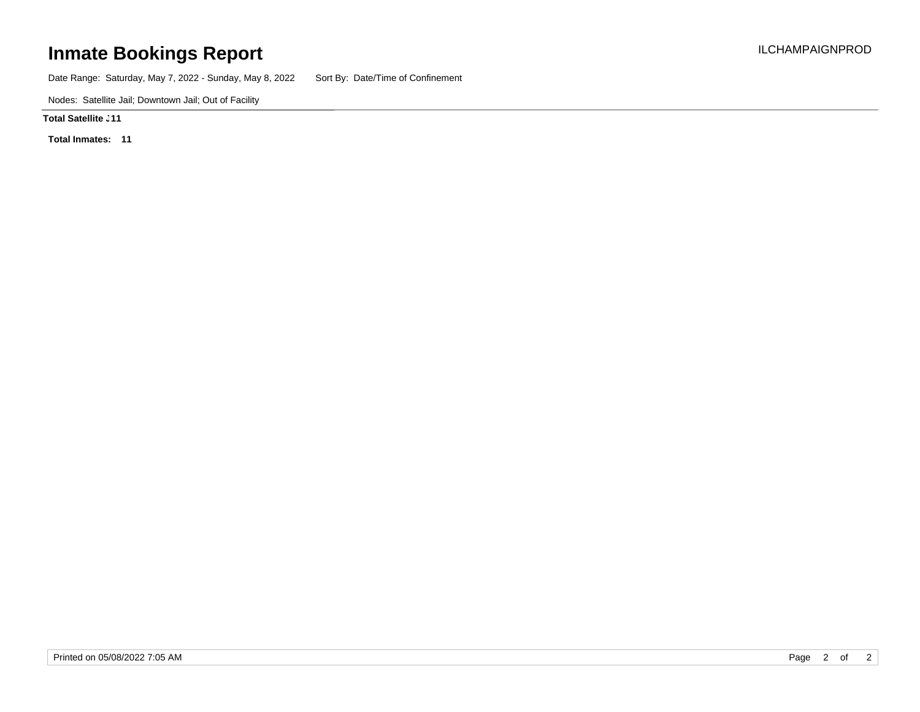# Inmate Bookings Report

ILCHAMPAIGNPROD

Date Range: Saturday, May 7, 2022 - Sunday, May 8, 2022  Sort By: Date/Time of Confinement

Nodes: Satellite Jail; Downtown Jail; Out of Facility

**Total Satellite J11**

**Total Inmates: 11**

Printed on 05/08/2022 7:05 AM